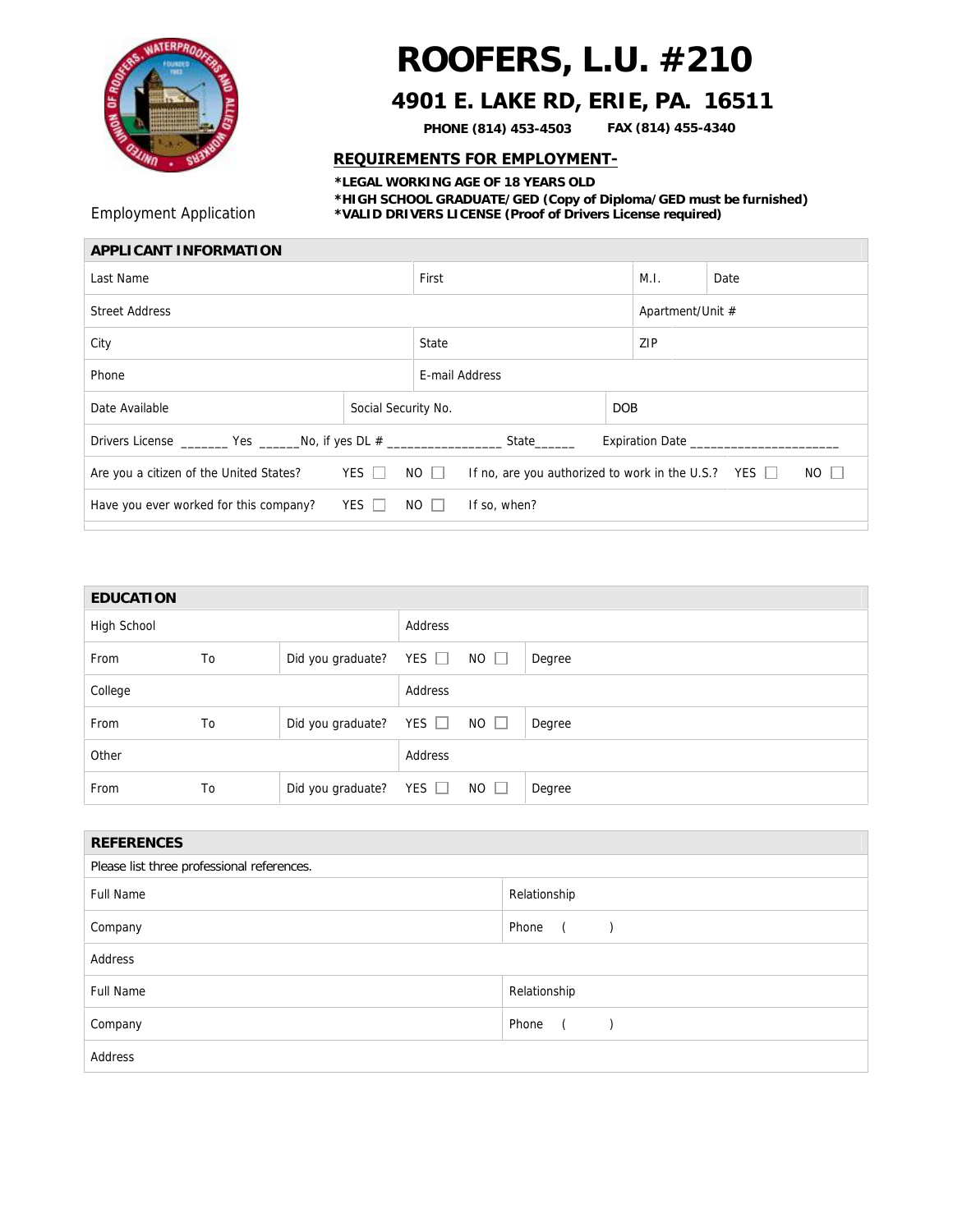# ROOFERS, L.U. #210

## 4901 E. LAKE RD, ERIE, PA. 16511

**PHONE (814) 453-4503** **FAX (814) 455-4340**

Employment Application

**REQUIREMENTS FOR EMPLOYMENT-**

**\*LEGAL WORKING AGE OF 18 YEARS OLD**
**\*HIGH SCHOOL GRADUATE/GED (Copy of Diploma/GED must be furnished)**
**\*VALID DRIVERS LICENSE (Proof of Drivers License required)**

| APPLICANT INFORMATION | | | |
|---|---|---|---|
| Last Name | First | M.I. | Date |
| Street Address | | Apartment/Unit # | |
| City | State | ZIP | |
| Phone | E-mail Address | | |
| Date Available | Social Security No. | DOB | |
| Drivers License _______ Yes ______No, if yes DL # ________________ State______ Expiration Date _____________________ | | | |
| Are you a citizen of the United States? YES ☐ NO ☐ If no, are you authorized to work in the U.S.? YES ☐ NO ☐ | | | |
| Have you ever worked for this company? YES ☐ NO ☐ If so, when? | | | |

| EDUCATION | | | | |
|---|---|---|---|---|
| High School | | | Address | |
| From | To | Did you graduate? | YES ☐ NO ☐ | Degree |
| College | | | Address | |
| From | To | Did you graduate? | YES ☐ NO ☐ | Degree |
| Other | | | Address | |
| From | To | Did you graduate? | YES ☐ NO ☐ | Degree |

| REFERENCES | |
|---|---|
| Please list three professional references. | |
| Full Name | Relationship |
| Company | Phone ( ) |
| Address | |
| Full Name | Relationship |
| Company | Phone ( ) |
| Address | |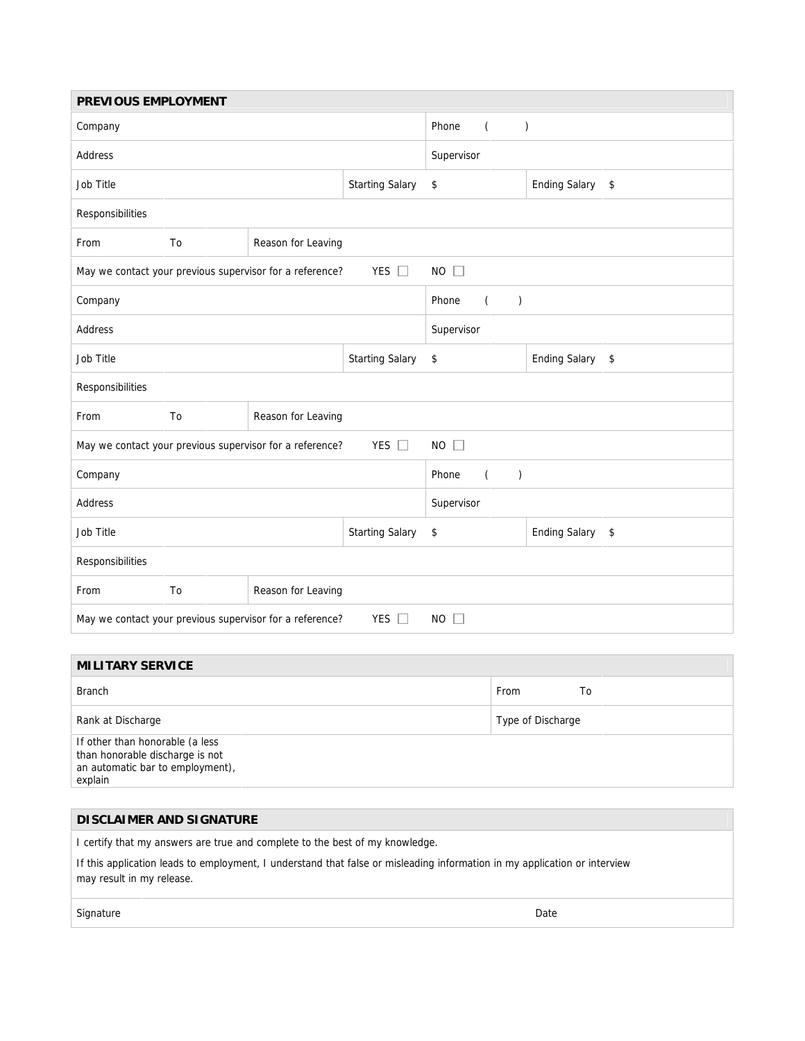## PREVIOUS EMPLOYMENT

| | | | | | |
|---|---|---|---|---|---|
| Company | | | Phone ( ) | | |
| Address | | | Supervisor | | |
| Job Title | | Starting Salary | $ | Ending Salary | $ |
| Responsibilities | | | | | |
| From | To | Reason for Leaving | | | |
| May we contact your previous supervisor for a reference? | | YES ☐ | NO ☐ | | |
| Company | | | Phone ( ) | | |
| Address | | | Supervisor | | |
| Job Title | | Starting Salary | $ | Ending Salary | $ |
| Responsibilities | | | | | |
| From | To | Reason for Leaving | | | |
| May we contact your previous supervisor for a reference? | | YES ☐ | NO ☐ | | |
| Company | | | Phone ( ) | | |
| Address | | | Supervisor | | |
| Job Title | | Starting Salary | $ | Ending Salary | $ |
| Responsibilities | | | | | |
| From | To | Reason for Leaving | | | |
| May we contact your previous supervisor for a reference? | | YES ☐ | NO ☐ | | |

## MILITARY SERVICE

| | | |
|---|---|---|
| Branch | From | To |
| Rank at Discharge | Type of Discharge | |
| If other than honorable (a less than honorable discharge is not an automatic bar to employment), explain | | |

## DISCLAIMER AND SIGNATURE

I certify that my answers are true and complete to the best of my knowledge.

If this application leads to employment, I understand that false or misleading information in my application or interview may result in my release.

| | |
|---|---|
| Signature | Date |